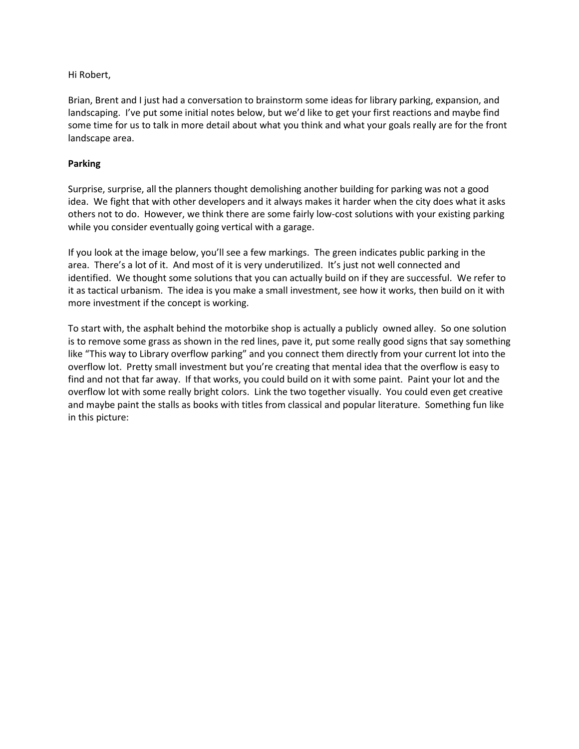Hi Robert,

Brian, Brent and I just had a conversation to brainstorm some ideas for library parking, expansion, and landscaping. I've put some initial notes below, but we'd like to get your first reactions and maybe find some time for us to talk in more detail about what you think and what your goals really are for the front landscape area.

**Parking**

Surprise, surprise, all the planners thought demolishing another building for parking was not a good idea. We fight that with other developers and it always makes it harder when the city does what it asks others not to do. However, we think there are some fairly low-cost solutions with your existing parking while you consider eventually going vertical with a garage.

If you look at the image below, you'll see a few markings. The green indicates public parking in the area. There's a lot of it. And most of it is very underutilized. It's just not well connected and identified. We thought some solutions that you can actually build on if they are successful. We refer to it as tactical urbanism. The idea is you make a small investment, see how it works, then build on it with more investment if the concept is working.

To start with, the asphalt behind the motorbike shop is actually a publicly owned alley. So one solution is to remove some grass as shown in the red lines, pave it, put some really good signs that say something like "This way to Library overflow parking" and you connect them directly from your current lot into the overflow lot. Pretty small investment but you're creating that mental idea that the overflow is easy to find and not that far away. If that works, you could build on it with some paint. Paint your lot and the overflow lot with some really bright colors. Link the two together visually. You could even get creative and maybe paint the stalls as books with titles from classical and popular literature. Something fun like in this picture: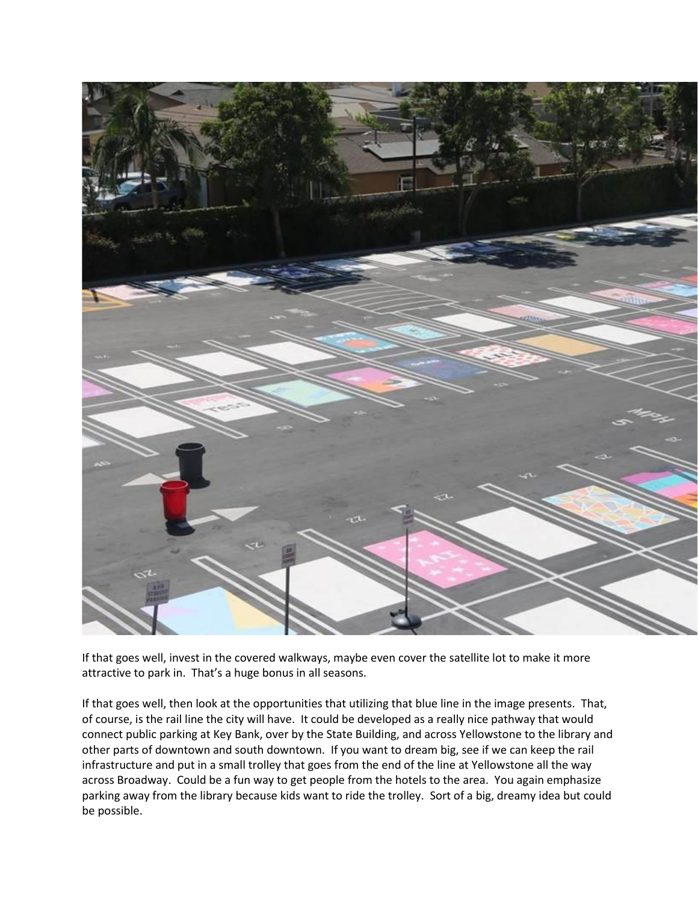If that goes well, invest in the covered walkways, maybe even cover the satellite lot to make it more attractive to park in. That's a huge bonus in all seasons.

If that goes well, then look at the opportunities that utilizing that blue line in the image presents. That, of course, is the rail line the city will have. It could be developed as a really nice pathway that would connect public parking at Key Bank, over by the State Building, and across Yellowstone to the library and other parts of downtown and south downtown. If you want to dream big, see if we can keep the rail infrastructure and put in a small trolley that goes from the end of the line at Yellowstone all the way across Broadway. Could be a fun way to get people from the hotels to the area. You again emphasize parking away from the library because kids want to ride the trolley. Sort of a big, dreamy idea but could be possible.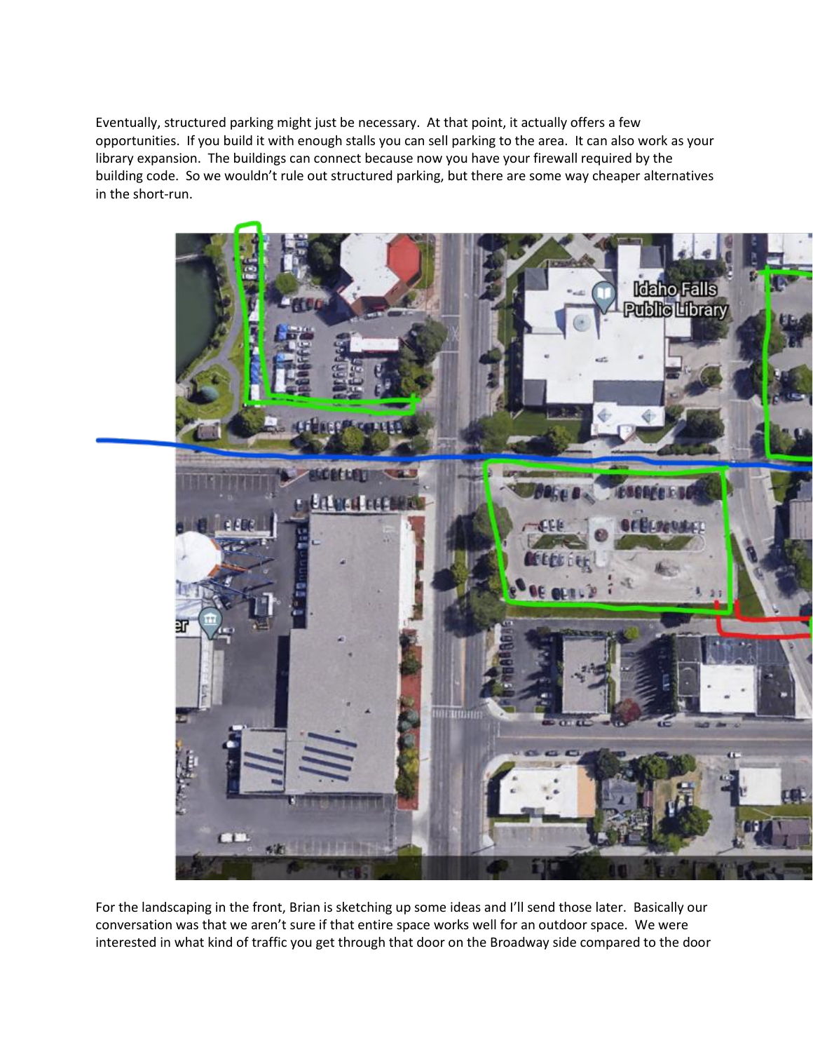Eventually, structured parking might just be necessary. At that point, it actually offers a few opportunities. If you build it with enough stalls you can sell parking to the area. It can also work as your library expansion. The buildings can connect because now you have your firewall required by the building code. So we wouldn't rule out structured parking, but there are some way cheaper alternatives in the short-run.

For the landscaping in the front, Brian is sketching up some ideas and I'll send those later. Basically our conversation was that we aren't sure if that entire space works well for an outdoor space. We were interested in what kind of traffic you get through that door on the Broadway side compared to the door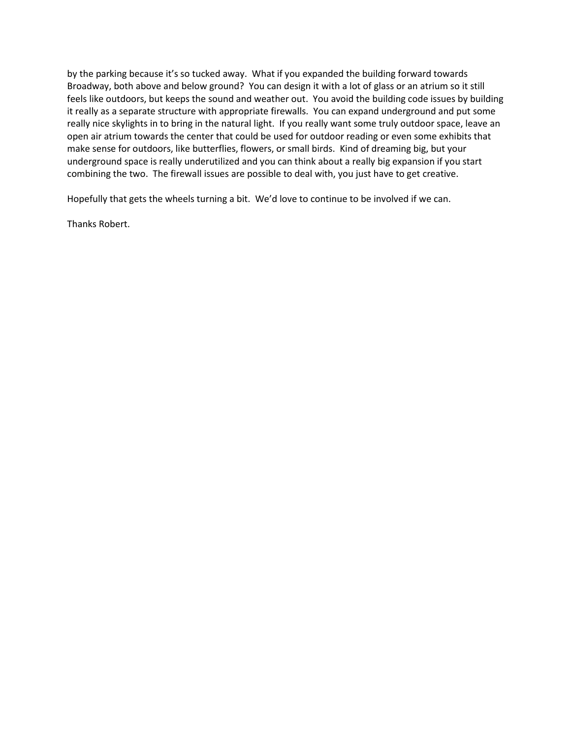by the parking because it's so tucked away. What if you expanded the building forward towards Broadway, both above and below ground? You can design it with a lot of glass or an atrium so it still feels like outdoors, but keeps the sound and weather out. You avoid the building code issues by building it really as a separate structure with appropriate firewalls. You can expand underground and put some really nice skylights in to bring in the natural light. If you really want some truly outdoor space, leave an open air atrium towards the center that could be used for outdoor reading or even some exhibits that make sense for outdoors, like butterflies, flowers, or small birds. Kind of dreaming big, but your underground space is really underutilized and you can think about a really big expansion if you start combining the two. The firewall issues are possible to deal with, you just have to get creative.

Hopefully that gets the wheels turning a bit. We'd love to continue to be involved if we can.

Thanks Robert.